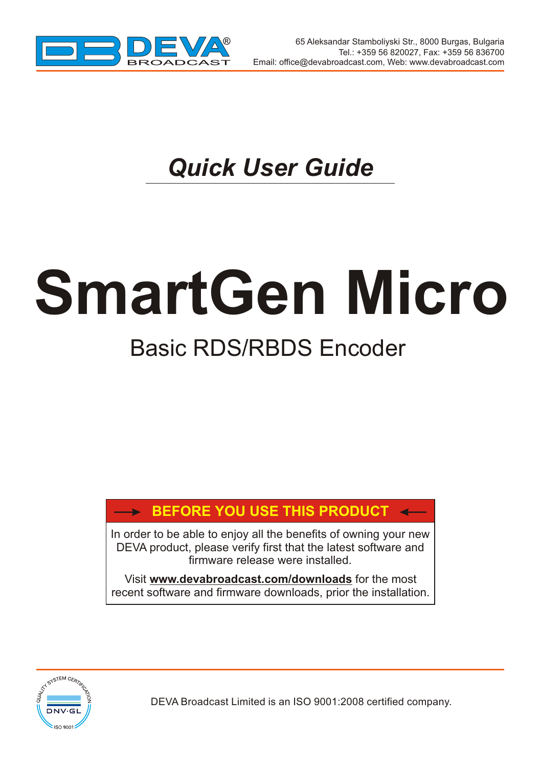DEVA BROADCAST

65 Aleksandar Stamboliyski Str., 8000 Burgas, Bulgaria
Tel.: +359 56 820027, Fax: +359 56 836700
Email: office@devabroadcast.com, Web: www.devabroadcast.com

## *Quick User Guide*

# SmartGen Micro

## Basic RDS/RBDS Encoder

**→ BEFORE YOU USE THIS PRODUCT ←**

In order to be able to enjoy all the benefits of owning your new DEVA product, please verify first that the latest software and firmware release were installed.

Visit **www.devabroadcast.com/downloads** for the most recent software and firmware downloads, prior the installation.

DEVA Broadcast Limited is an ISO 9001:2008 certified company.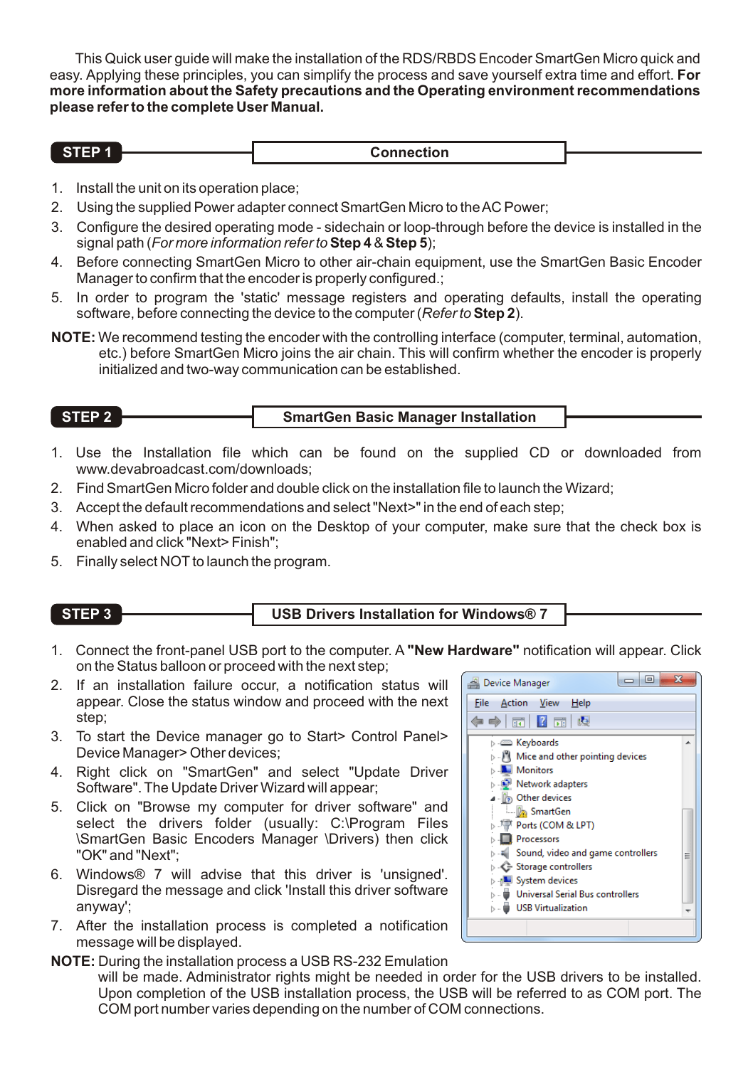This Quick user guide will make the installation of the RDS/RBDS Encoder SmartGen Micro quick and easy. Applying these principles, you can simplify the process and save yourself extra time and effort. **For more information about the Safety precautions and the Operating environment recommendations please refer to the complete User Manual.**

## STEP 1 — Connection

1. Install the unit on its operation place;
2. Using the supplied Power adapter connect SmartGen Micro to the AC Power;
3. Configure the desired operating mode - sidechain or loop-through before the device is installed in the signal path (*For more information refer to* **Step 4** & **Step 5**);
4. Before connecting SmartGen Micro to other air-chain equipment, use the SmartGen Basic Encoder Manager to confirm that the encoder is properly configured.;
5. In order to program the 'static' message registers and operating defaults, install the operating software, before connecting the device to the computer (*Refer to* **Step 2**).

**NOTE:** We recommend testing the encoder with the controlling interface (computer, terminal, automation, etc.) before SmartGen Micro joins the air chain. This will confirm whether the encoder is properly initialized and two-way communication can be established.

## STEP 2 — SmartGen Basic Manager Installation

1. Use the Installation file which can be found on the supplied CD or downloaded from www.devabroadcast.com/downloads;
2. Find SmartGen Micro folder and double click on the installation file to launch the Wizard;
3. Accept the default recommendations and select "Next>" in the end of each step;
4. When asked to place an icon on the Desktop of your computer, make sure that the check box is enabled and click "Next> Finish";
5. Finally select NOT to launch the program.

## STEP 3 — USB Drivers Installation for Windows® 7

1. Connect the front-panel USB port to the computer. A **"New Hardware"** notification will appear. Click on the Status balloon or proceed with the next step;
2. If an installation failure occur, a notification status will appear. Close the status window and proceed with the next step;
3. To start the Device manager go to Start> Control Panel> Device Manager> Other devices;
4. Right click on "SmartGen" and select "Update Driver Software". The Update Driver Wizard will appear;
5. Click on "Browse my computer for driver software" and select the drivers folder (usually: C:\Program Files \SmartGen Basic Encoders Manager \Drivers) then click "OK" and "Next";
6. Windows® 7 will advise that this driver is 'unsigned'. Disregard the message and click 'Install this driver software anyway';
7. After the installation process is completed a notification message will be displayed.

**NOTE:** During the installation process a USB RS-232 Emulation will be made. Administrator rights might be needed in order for the USB drivers to be installed. Upon completion of the USB installation process, the USB will be referred to as COM port. The COM port number varies depending on the number of COM connections.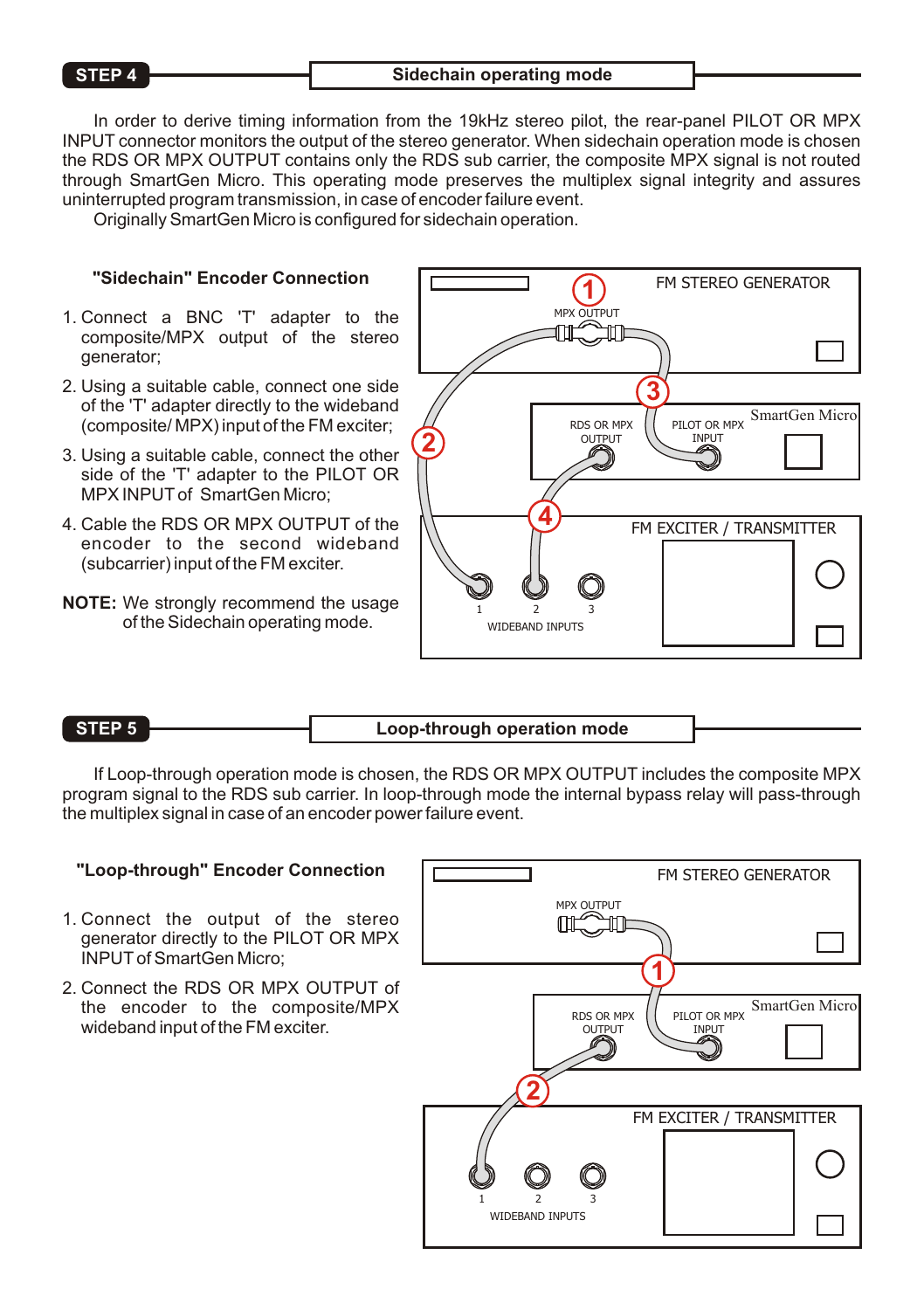## STEP 4 — Sidechain operating mode

In order to derive timing information from the 19kHz stereo pilot, the rear-panel PILOT OR MPX INPUT connector monitors the output of the stereo generator. When sidechain operation mode is chosen the RDS OR MPX OUTPUT contains only the RDS sub carrier, the composite MPX signal is not routed through SmartGen Micro. This operating mode preserves the multiplex signal integrity and assures uninterrupted program transmission, in case of encoder failure event.

Originally SmartGen Micro is configured for sidechain operation.

### "Sidechain" Encoder Connection

1. Connect a BNC 'T' adapter to the composite/MPX output of the stereo generator;
2. Using a suitable cable, connect one side of the 'T' adapter directly to the wideband (composite/ MPX) input of the FM exciter;
3. Using a suitable cable, connect the other side of the 'T' adapter to the PILOT OR MPX INPUT of SmartGen Micro;
4. Cable the RDS OR MPX OUTPUT of the encoder to the second wideband (subcarrier) input of the FM exciter.

**NOTE:** We strongly recommend the usage of the Sidechain operating mode.

FM STEREO GENERATOR
MPX OUTPUT
SmartGen Micro
RDS OR MPX OUTPUT
PILOT OR MPX INPUT
FM EXCITER / TRANSMITTER
1 2 3
WIDEBAND INPUTS

## STEP 5 — Loop-through operation mode

If Loop-through operation mode is chosen, the RDS OR MPX OUTPUT includes the composite MPX program signal to the RDS sub carrier. In loop-through mode the internal bypass relay will pass-through the multiplex signal in case of an encoder power failure event.

### "Loop-through" Encoder Connection

1. Connect the output of the stereo generator directly to the PILOT OR MPX INPUT of SmartGen Micro;
2. Connect the RDS OR MPX OUTPUT of the encoder to the composite/MPX wideband input of the FM exciter.

FM STEREO GENERATOR
MPX OUTPUT
SmartGen Micro
RDS OR MPX OUTPUT
PILOT OR MPX INPUT
FM EXCITER / TRANSMITTER
1 2 3
WIDEBAND INPUTS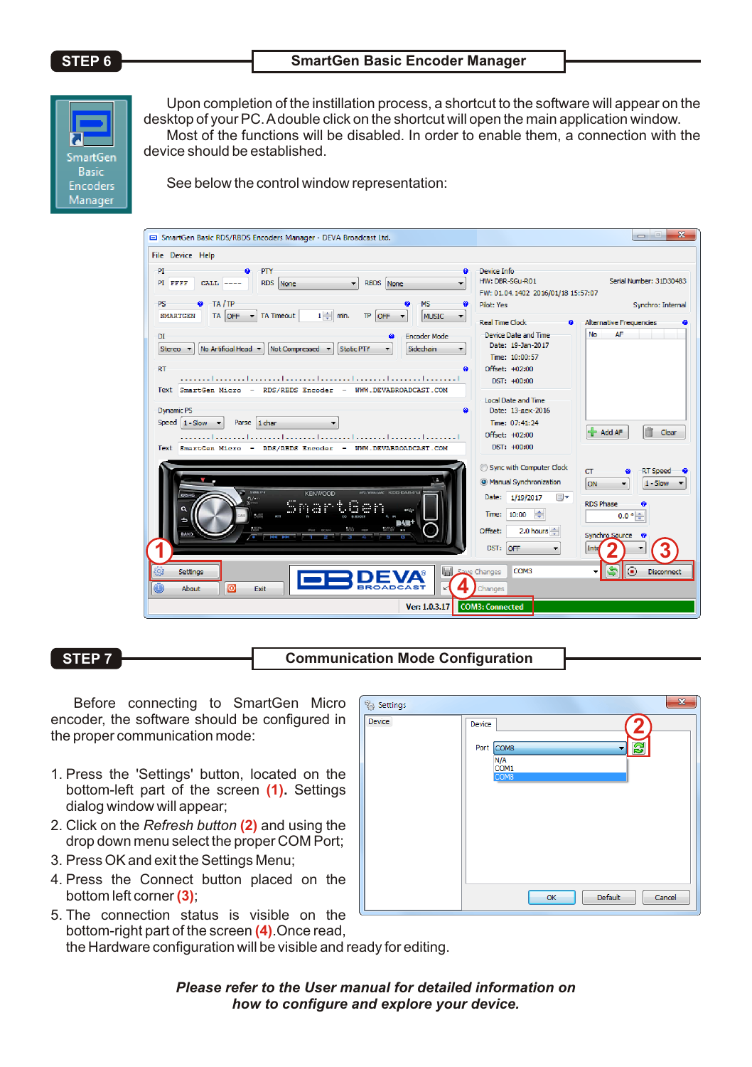## STEP 6 — SmartGen Basic Encoder Manager

Upon completion of the instillation process, a shortcut to the software will appear on the desktop of your PC. A double click on the shortcut will open the main application window.

Most of the functions will be disabled. In order to enable them, a connection with the device should be established.

See below the control window representation:

## STEP 7 — Communication Mode Configuration

Before connecting to SmartGen Micro encoder, the software should be configured in the proper communication mode:

1. Press the 'Settings' button, located on the bottom-left part of the screen **(1)**. Settings dialog window will appear;
2. Click on the *Refresh button* **(2)** and using the drop down menu select the proper COM Port;
3. Press OK and exit the Settings Menu;
4. Press the Connect button placed on the bottom left corner **(3)**;
5. The connection status is visible on the bottom-right part of the screen **(4)**. Once read, the Hardware configuration will be visible and ready for editing.

***Please refer to the User manual for detailed information on how to configure and explore your device.***